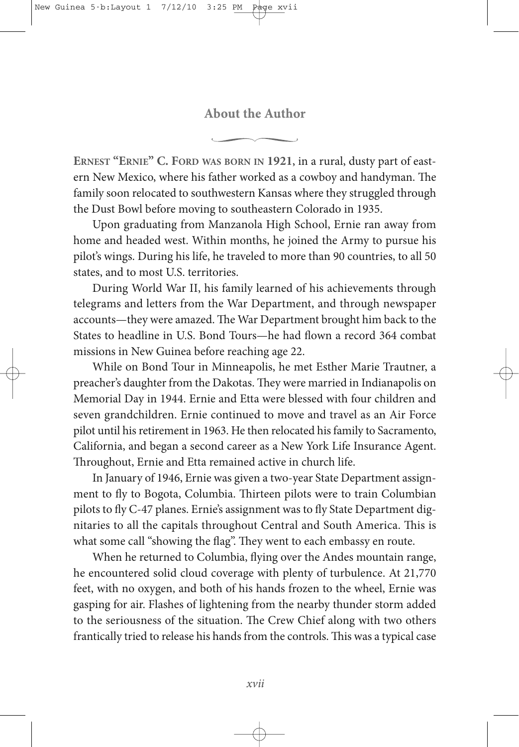## About the Author

**Ernest "Ernie" C. Ford was born in 1921**, in a rural, dusty part of eastern New Mexico, where his father worked as a cowboy and handyman. The family soon relocated to southwestern Kansas where they struggled through the Dust Bowl before moving to southeastern Colorado in 1935.

Upon graduating from Manzanola High School, Ernie ran away from home and headed west. Within months, he joined the Army to pursue his pilot's wings. During his life, he traveled to more than 90 countries, to all 50 states, and to most U.S. territories.

During World War II, his family learned of his achievements through telegrams and letters from the War Department, and through newspaper accounts—they were amazed. The War Department brought him back to the States to headline in U.S. Bond Tours—he had flown a record 364 combat missions in New Guinea before reaching age 22.

While on Bond Tour in Minneapolis, he met Esther Marie Trautner, a preacher's daughter from the Dakotas. They were married in Indianapolis on Memorial Day in 1944. Ernie and Etta were blessed with four children and seven grandchildren. Ernie continued to move and travel as an Air Force pilot until his retirement in 1963. He then relocated his family to Sacramento, California, and began a second career as a New York Life Insurance Agent. Throughout, Ernie and Etta remained active in church life.

In January of 1946, Ernie was given a two-year State Department assignment to fly to Bogota, Columbia. Thirteen pilots were to train Columbian pilots to fly C-47 planes. Ernie's assignment was to fly State Department dignitaries to all the capitals throughout Central and South America. This is what some call "showing the flag". They went to each embassy en route.

When he returned to Columbia, flying over the Andes mountain range, he encountered solid cloud coverage with plenty of turbulence. At 21,770 feet, with no oxygen, and both of his hands frozen to the wheel, Ernie was gasping for air. Flashes of lightening from the nearby thunder storm added to the seriousness of the situation. The Crew Chief along with two others frantically tried to release his hands from the controls. This was a typical case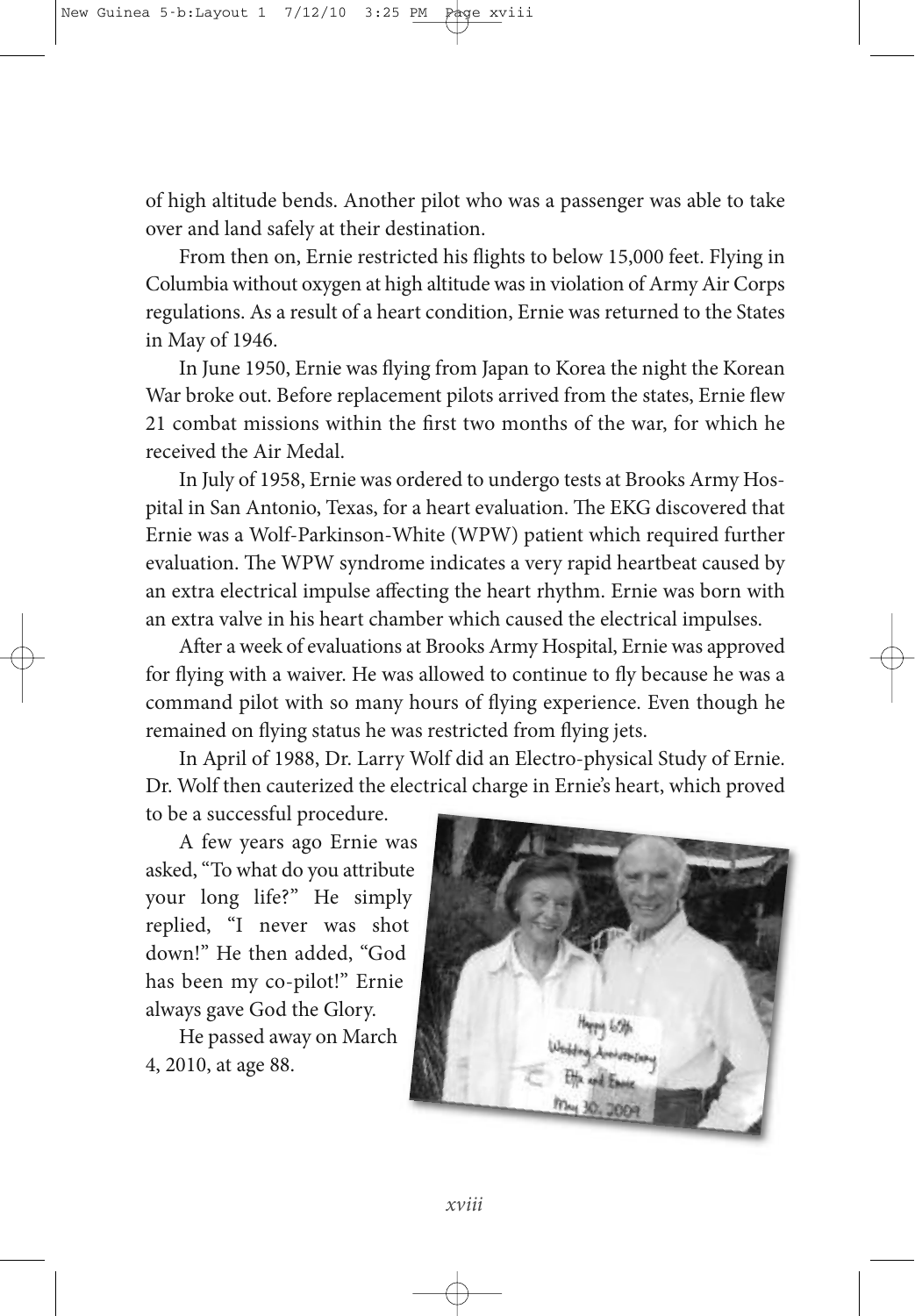of high altitude bends. Another pilot who was a passenger was able to take over and land safely at their destination.

From then on, Ernie restricted his flights to below 15,000 feet. Flying in Columbia without oxygen at high altitude was in violation of Army Air Corps regulations. As a result of a heart condition, Ernie was returned to the States in May of 1946.

In June 1950, Ernie was flying from Japan to Korea the night the Korean War broke out. Before replacement pilots arrived from the states, Ernie flew 21 combat missions within the first two months of the war, for which he received the Air Medal.

In July of 1958, Ernie was ordered to undergo tests at Brooks Army Hospital in San Antonio, Texas, for a heart evaluation. The EKG discovered that Ernie was a Wolf-Parkinson-White (WPW) patient which required further evaluation. The WPW syndrome indicates a very rapid heartbeat caused by an extra electrical impulse affecting the heart rhythm. Ernie was born with an extra valve in his heart chamber which caused the electrical impulses.

After a week of evaluations at Brooks Army Hospital, Ernie was approved for flying with a waiver. He was allowed to continue to fly because he was a command pilot with so many hours of flying experience. Even though he remained on flying status he was restricted from flying jets.

In April of 1988, Dr. Larry Wolf did an Electro-physical Study of Ernie. Dr. Wolf then cauterized the electrical charge in Ernie's heart, which proved to be a successful procedure.

A few years ago Ernie was asked, "To what do you attribute your long life?" He simply replied, "I never was shot down!" He then added, "God has been my co-pilot!" Ernie always gave God the Glory.

He passed away on March 4, 2010, at age 88.